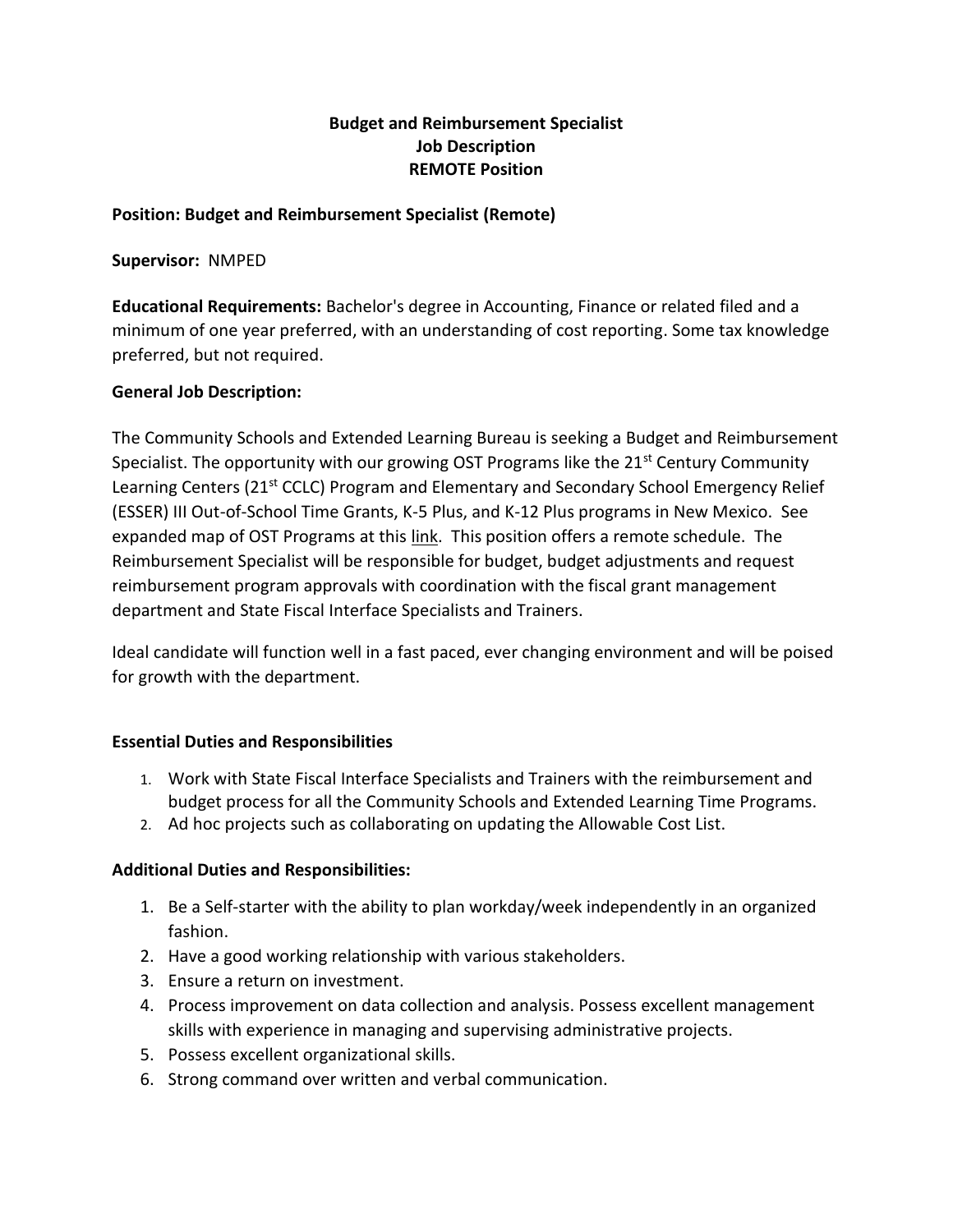**Budget and Reimbursement Specialist**
**Job Description**
**REMOTE Position**

**Position: Budget and Reimbursement Specialist (Remote)**

**Supervisor:** NMPED

**Educational Requirements:** Bachelor's degree in Accounting, Finance or related filed and a minimum of one year preferred, with an understanding of cost reporting. Some tax knowledge preferred, but not required.

**General Job Description:**

The Community Schools and Extended Learning Bureau is seeking a Budget and Reimbursement Specialist. The opportunity with our growing OST Programs like the 21st Century Community Learning Centers (21st CCLC) Program and Elementary and Secondary School Emergency Relief (ESSER) III Out-of-School Time Grants, K-5 Plus, and K-12 Plus programs in New Mexico. See expanded map of OST Programs at this link. This position offers a remote schedule. The Reimbursement Specialist will be responsible for budget, budget adjustments and request reimbursement program approvals with coordination with the fiscal grant management department and State Fiscal Interface Specialists and Trainers.

Ideal candidate will function well in a fast paced, ever changing environment and will be poised for growth with the department.

**Essential Duties and Responsibilities**

1. Work with State Fiscal Interface Specialists and Trainers with the reimbursement and budget process for all the Community Schools and Extended Learning Time Programs.
2. Ad hoc projects such as collaborating on updating the Allowable Cost List.

**Additional Duties and Responsibilities:**

1. Be a Self-starter with the ability to plan workday/week independently in an organized fashion.
2. Have a good working relationship with various stakeholders.
3. Ensure a return on investment.
4. Process improvement on data collection and analysis. Possess excellent management skills with experience in managing and supervising administrative projects.
5. Possess excellent organizational skills.
6. Strong command over written and verbal communication.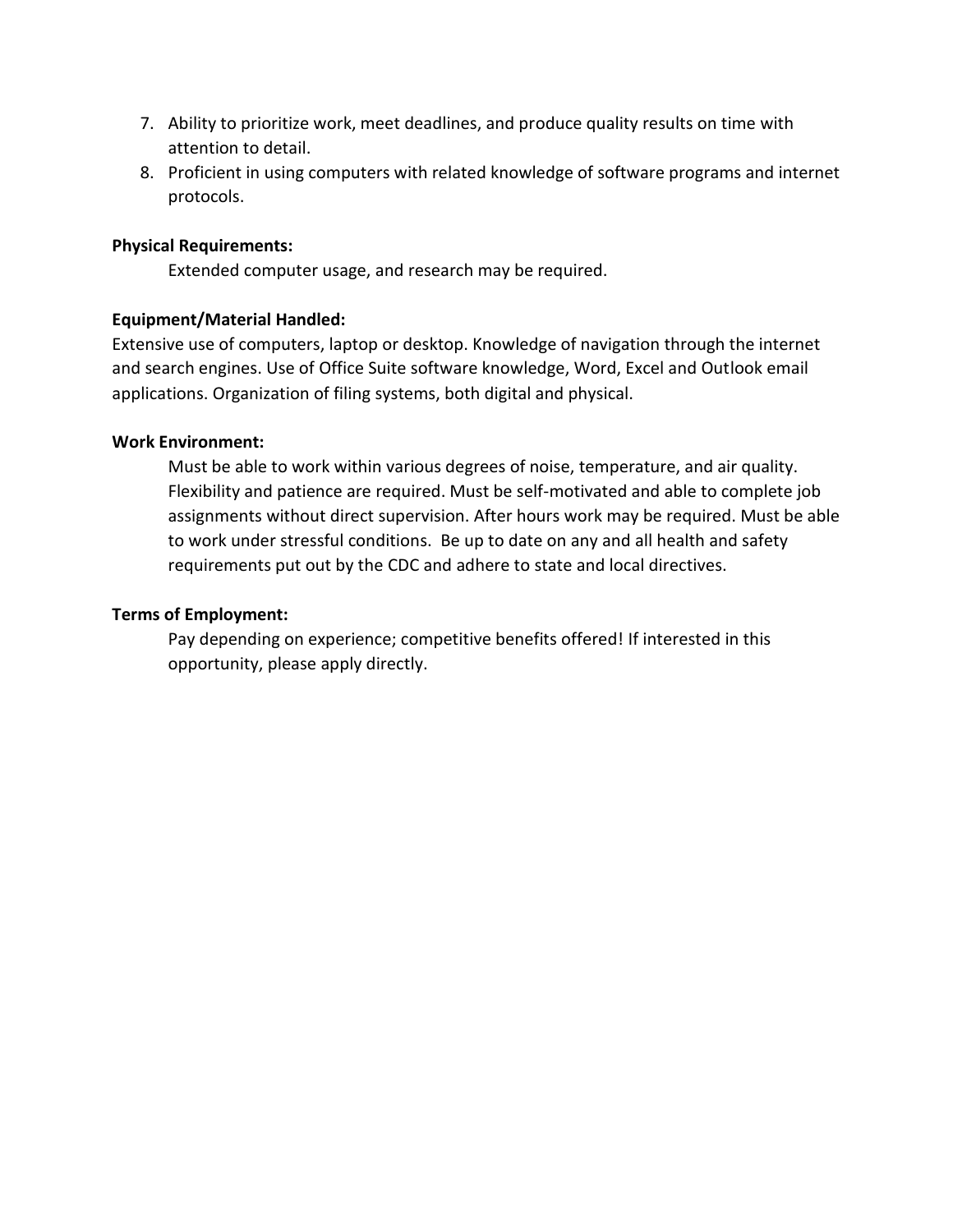7. Ability to prioritize work, meet deadlines, and produce quality results on time with attention to detail.
8. Proficient in using computers with related knowledge of software programs and internet protocols.

**Physical Requirements:**

Extended computer usage, and research may be required.

**Equipment/Material Handled:**

Extensive use of computers, laptop or desktop. Knowledge of navigation through the internet and search engines. Use of Office Suite software knowledge, Word, Excel and Outlook email applications. Organization of filing systems, both digital and physical.

**Work Environment:**

Must be able to work within various degrees of noise, temperature, and air quality. Flexibility and patience are required. Must be self-motivated and able to complete job assignments without direct supervision. After hours work may be required. Must be able to work under stressful conditions. Be up to date on any and all health and safety requirements put out by the CDC and adhere to state and local directives.

**Terms of Employment:**

Pay depending on experience; competitive benefits offered! If interested in this opportunity, please apply directly.